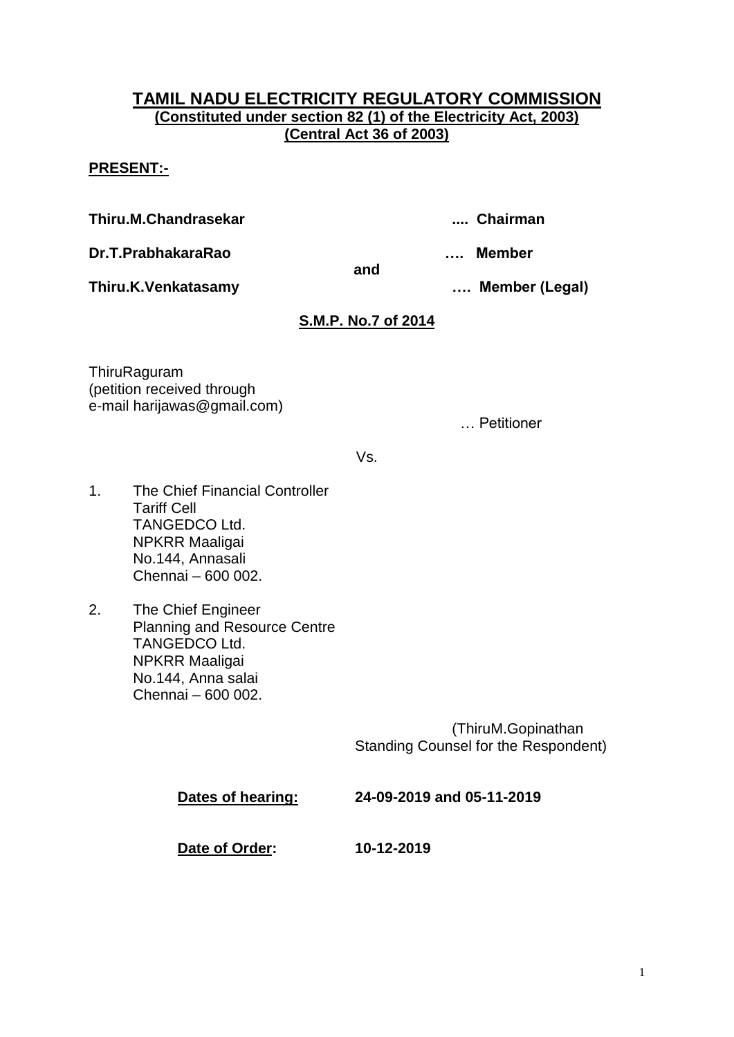# TAMIL NADU ELECTRICITY REGULATORY COMMISSION

**(Constituted under section 82 (1) of the Electricity Act, 2003)**
**(Central Act 36 of 2003)**

**PRESENT:-**

**Thiru.M.Chandrasekar** .... **Chairman**

**Dr.T.PrabhakaraRao** …. **Member**

**and**

**Thiru.K.Venkatasamy** …. **Member (Legal)**

**S.M.P. No.7 of 2014**

ThiruRaguram
(petition received through
e-mail harijawas@gmail.com)

… Petitioner

Vs.

1. The Chief Financial Controller
   Tariff Cell
   TANGEDCO Ltd.
   NPKRR Maaligai
   No.144, Annasali
   Chennai – 600 002.

2. The Chief Engineer
   Planning and Resource Centre
   TANGEDCO Ltd.
   NPKRR Maaligai
   No.144, Anna salai
   Chennai – 600 002.

(ThiruM.Gopinathan
Standing Counsel for the Respondent)

**Dates of hearing:** **24-09-2019 and 05-11-2019**

**Date of Order:** **10-12-2019**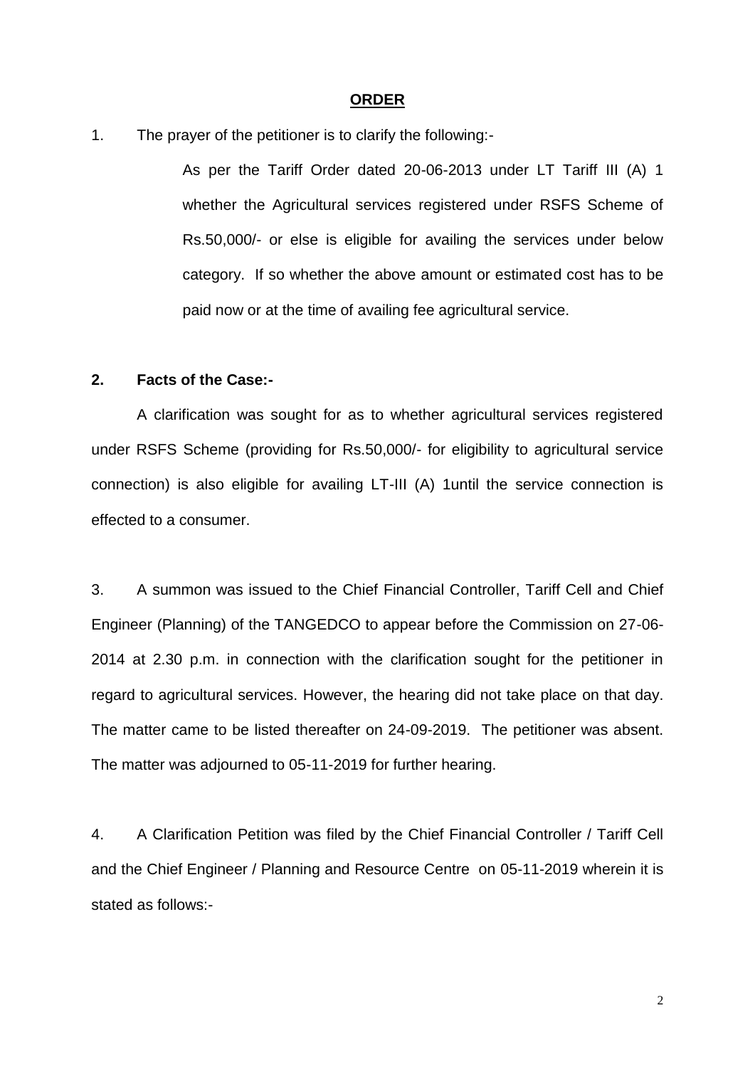## ORDER

1. The prayer of the petitioner is to clarify the following:-

   As per the Tariff Order dated 20-06-2013 under LT Tariff III (A) 1 whether the Agricultural services registered under RSFS Scheme of Rs.50,000/- or else is eligible for availing the services under below category. If so whether the above amount or estimated cost has to be paid now or at the time of availing fee agricultural service.

**2. Facts of the Case:-**

A clarification was sought for as to whether agricultural services registered under RSFS Scheme (providing for Rs.50,000/- for eligibility to agricultural service connection) is also eligible for availing LT-III (A) 1until the service connection is effected to a consumer.

3. A summon was issued to the Chief Financial Controller, Tariff Cell and Chief Engineer (Planning) of the TANGEDCO to appear before the Commission on 27-06-2014 at 2.30 p.m. in connection with the clarification sought for the petitioner in regard to agricultural services. However, the hearing did not take place on that day. The matter came to be listed thereafter on 24-09-2019. The petitioner was absent. The matter was adjourned to 05-11-2019 for further hearing.

4. A Clarification Petition was filed by the Chief Financial Controller / Tariff Cell and the Chief Engineer / Planning and Resource Centre on 05-11-2019 wherein it is stated as follows:-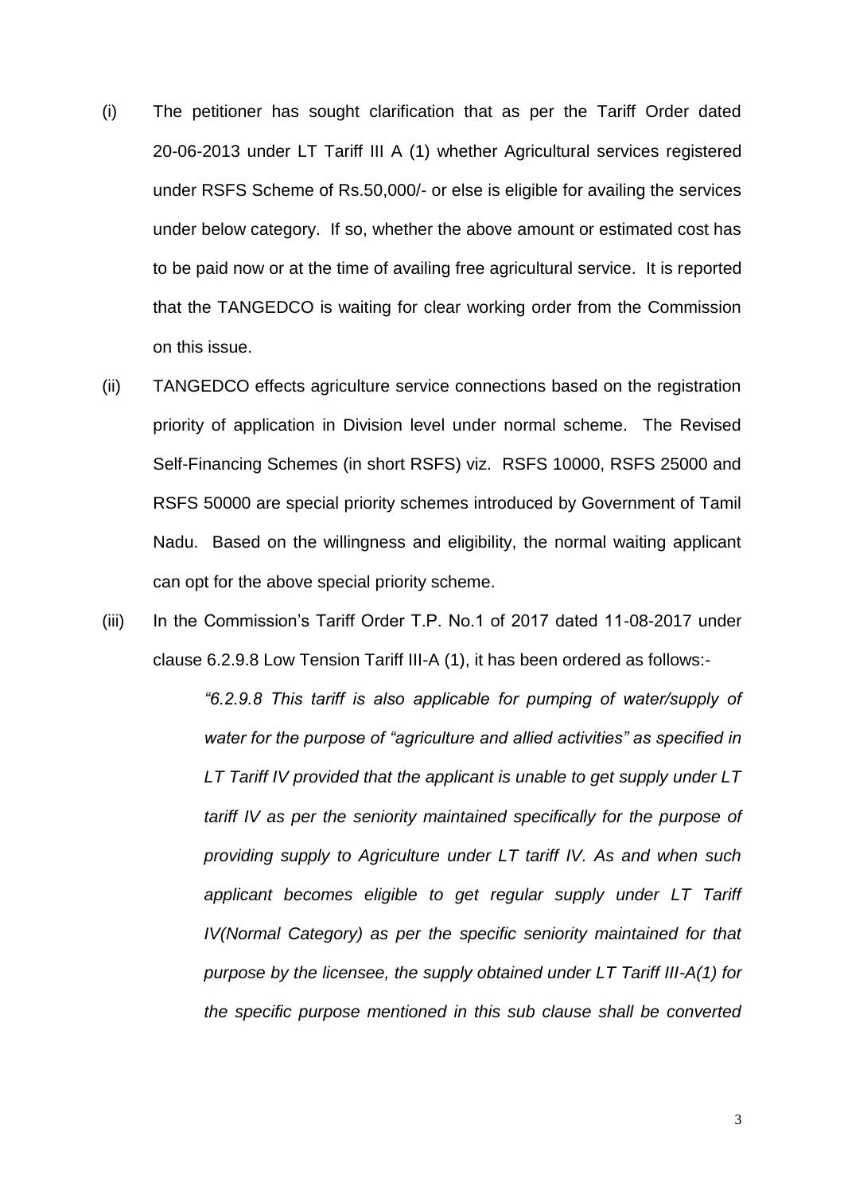(i) The petitioner has sought clarification that as per the Tariff Order dated 20-06-2013 under LT Tariff III A (1) whether Agricultural services registered under RSFS Scheme of Rs.50,000/- or else is eligible for availing the services under below category. If so, whether the above amount or estimated cost has to be paid now or at the time of availing free agricultural service. It is reported that the TANGEDCO is waiting for clear working order from the Commission on this issue.

(ii) TANGEDCO effects agriculture service connections based on the registration priority of application in Division level under normal scheme. The Revised Self-Financing Schemes (in short RSFS) viz. RSFS 10000, RSFS 25000 and RSFS 50000 are special priority schemes introduced by Government of Tamil Nadu. Based on the willingness and eligibility, the normal waiting applicant can opt for the above special priority scheme.

(iii) In the Commission's Tariff Order T.P. No.1 of 2017 dated 11-08-2017 under clause 6.2.9.8 Low Tension Tariff III-A (1), it has been ordered as follows:-

> *"6.2.9.8 This tariff is also applicable for pumping of water/supply of water for the purpose of "agriculture and allied activities" as specified in LT Tariff IV provided that the applicant is unable to get supply under LT tariff IV as per the seniority maintained specifically for the purpose of providing supply to Agriculture under LT tariff IV. As and when such applicant becomes eligible to get regular supply under LT Tariff IV(Normal Category) as per the specific seniority maintained for that purpose by the licensee, the supply obtained under LT Tariff III-A(1) for the specific purpose mentioned in this sub clause shall be converted*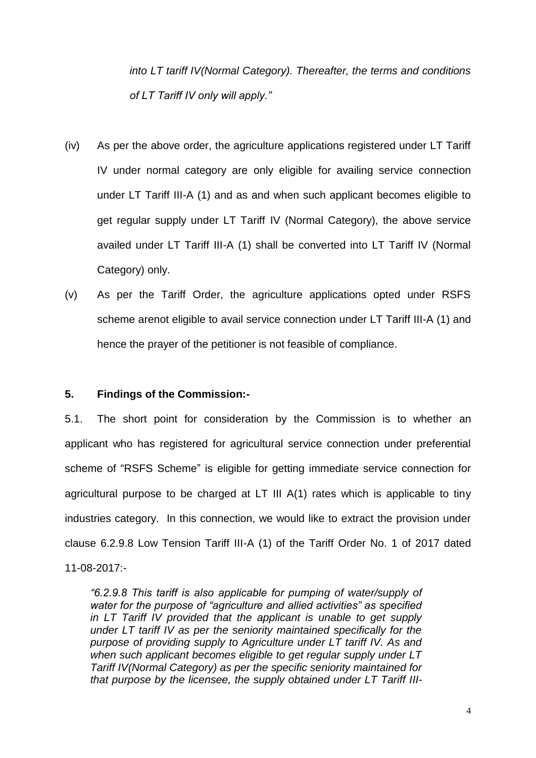*into LT tariff IV(Normal Category). Thereafter, the terms and conditions of LT Tariff IV only will apply."*

(iv) As per the above order, the agriculture applications registered under LT Tariff IV under normal category are only eligible for availing service connection under LT Tariff III-A (1) and as and when such applicant becomes eligible to get regular supply under LT Tariff IV (Normal Category), the above service availed under LT Tariff III-A (1) shall be converted into LT Tariff IV (Normal Category) only.

(v) As per the Tariff Order, the agriculture applications opted under RSFS scheme arenot eligible to avail service connection under LT Tariff III-A (1) and hence the prayer of the petitioner is not feasible of compliance.

**5. Findings of the Commission:-**

5.1. The short point for consideration by the Commission is to whether an applicant who has registered for agricultural service connection under preferential scheme of "RSFS Scheme" is eligible for getting immediate service connection for agricultural purpose to be charged at LT III A(1) rates which is applicable to tiny industries category. In this connection, we would like to extract the provision under clause 6.2.9.8 Low Tension Tariff III-A (1) of the Tariff Order No. 1 of 2017 dated 11-08-2017:-

> *"6.2.9.8 This tariff is also applicable for pumping of water/supply of water for the purpose of "agriculture and allied activities" as specified in LT Tariff IV provided that the applicant is unable to get supply under LT tariff IV as per the seniority maintained specifically for the purpose of providing supply to Agriculture under LT tariff IV. As and when such applicant becomes eligible to get regular supply under LT Tariff IV(Normal Category) as per the specific seniority maintained for that purpose by the licensee, the supply obtained under LT Tariff III-*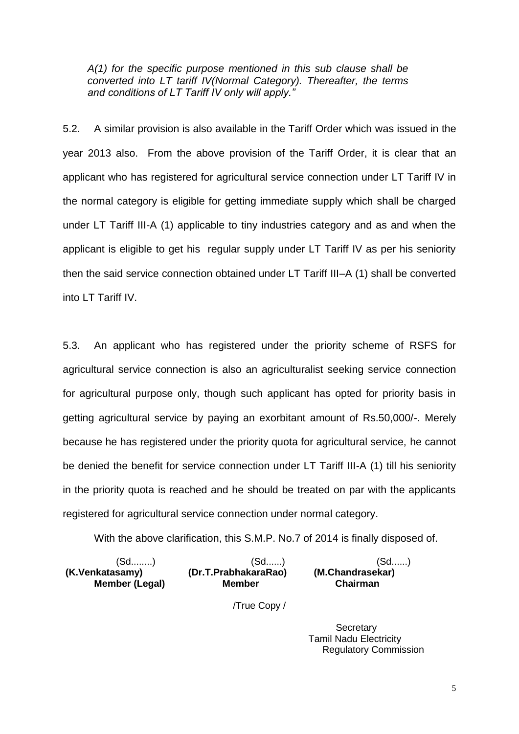*A(1) for the specific purpose mentioned in this sub clause shall be converted into LT tariff IV(Normal Category). Thereafter, the terms and conditions of LT Tariff IV only will apply."*

5.2. A similar provision is also available in the Tariff Order which was issued in the year 2013 also. From the above provision of the Tariff Order, it is clear that an applicant who has registered for agricultural service connection under LT Tariff IV in the normal category is eligible for getting immediate supply which shall be charged under LT Tariff III-A (1) applicable to tiny industries category and as and when the applicant is eligible to get his regular supply under LT Tariff IV as per his seniority then the said service connection obtained under LT Tariff III–A (1) shall be converted into LT Tariff IV.

5.3. An applicant who has registered under the priority scheme of RSFS for agricultural service connection is also an agriculturalist seeking service connection for agricultural purpose only, though such applicant has opted for priority basis in getting agricultural service by paying an exorbitant amount of Rs.50,000/-. Merely because he has registered under the priority quota for agricultural service, he cannot be denied the benefit for service connection under LT Tariff III-A (1) till his seniority in the priority quota is reached and he should be treated on par with the applicants registered for agricultural service connection under normal category.

With the above clarification, this S.M.P. No.7 of 2014 is finally disposed of.

| | | |
|---|---|---|
| (Sd........) | (Sd......) | (Sd......) |
| **(K.Venkatasamy)** | **(Dr.T.PrabhakaraRao)** | **(M.Chandrasekar)** |
| **Member (Legal)** | **Member** | **Chairman** |

/True Copy /

Secretary
Tamil Nadu Electricity
Regulatory Commission